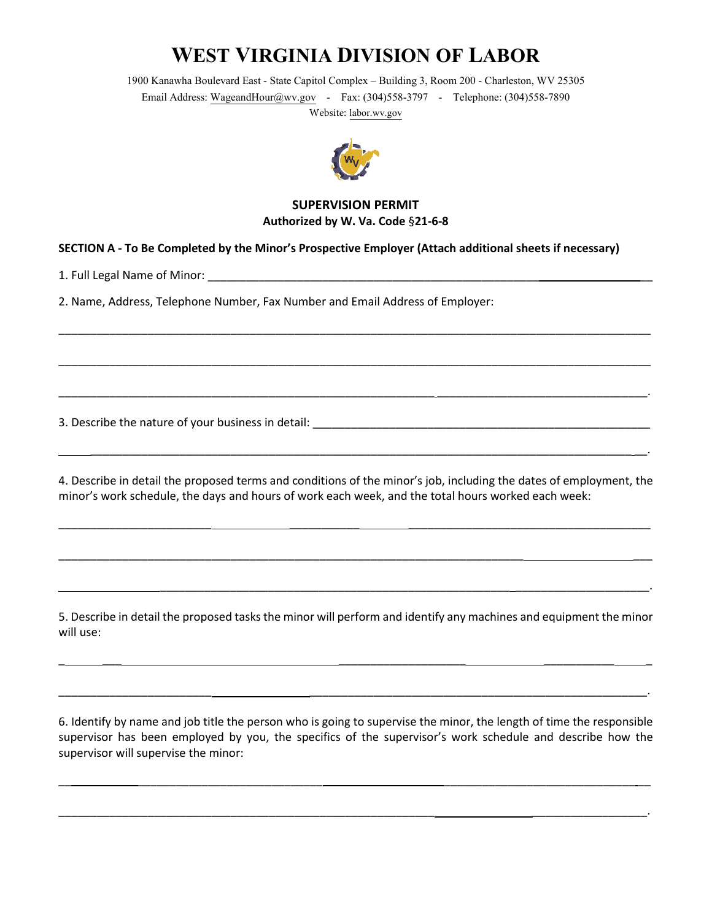# WEST VIRGINIA DIVISION OF LABOR

1900 Kanawha Boulevard East - State Capitol Complex – Building 3, Room 200 - Charleston, WV 25305

Email Address: WageandHour@wv.gov - Fax: (304)558-3797 - Telephone: (304)558-7890

Website: labor.wv.gov

**SUPERVISION PERMIT**

**Authorized by W. Va. Code §21-6-8**

**SECTION A - To Be Completed by the Minor's Prospective Employer (Attach additional sheets if necessary)**

1. Full Legal Name of Minor: ________________________________________________________________________

2. Name, Address, Telephone Number, Fax Number and Email Address of Employer:

________________________________________________________________________________________________

________________________________________________________________________________________________

________________________________________________________________________________________________.

3. Describe the nature of your business in detail: ______________________________________________________

________________________________________________________________________________________________.

4. Describe in detail the proposed terms and conditions of the minor's job, including the dates of employment, the minor's work schedule, the days and hours of work each week, and the total hours worked each week:

________________________________________________________________________________________________

________________________________________________________________________________________________

________________________________________________________________________________________________.

5. Describe in detail the proposed tasks the minor will perform and identify any machines and equipment the minor will use:

________________________________________________________________________________________________

________________________________________________________________________________________________.

6. Identify by name and job title the person who is going to supervise the minor, the length of time the responsible supervisor has been employed by you, the specifics of the supervisor's work schedule and describe how the supervisor will supervise the minor:

________________________________________________________________________________________________

________________________________________________________________________________________________.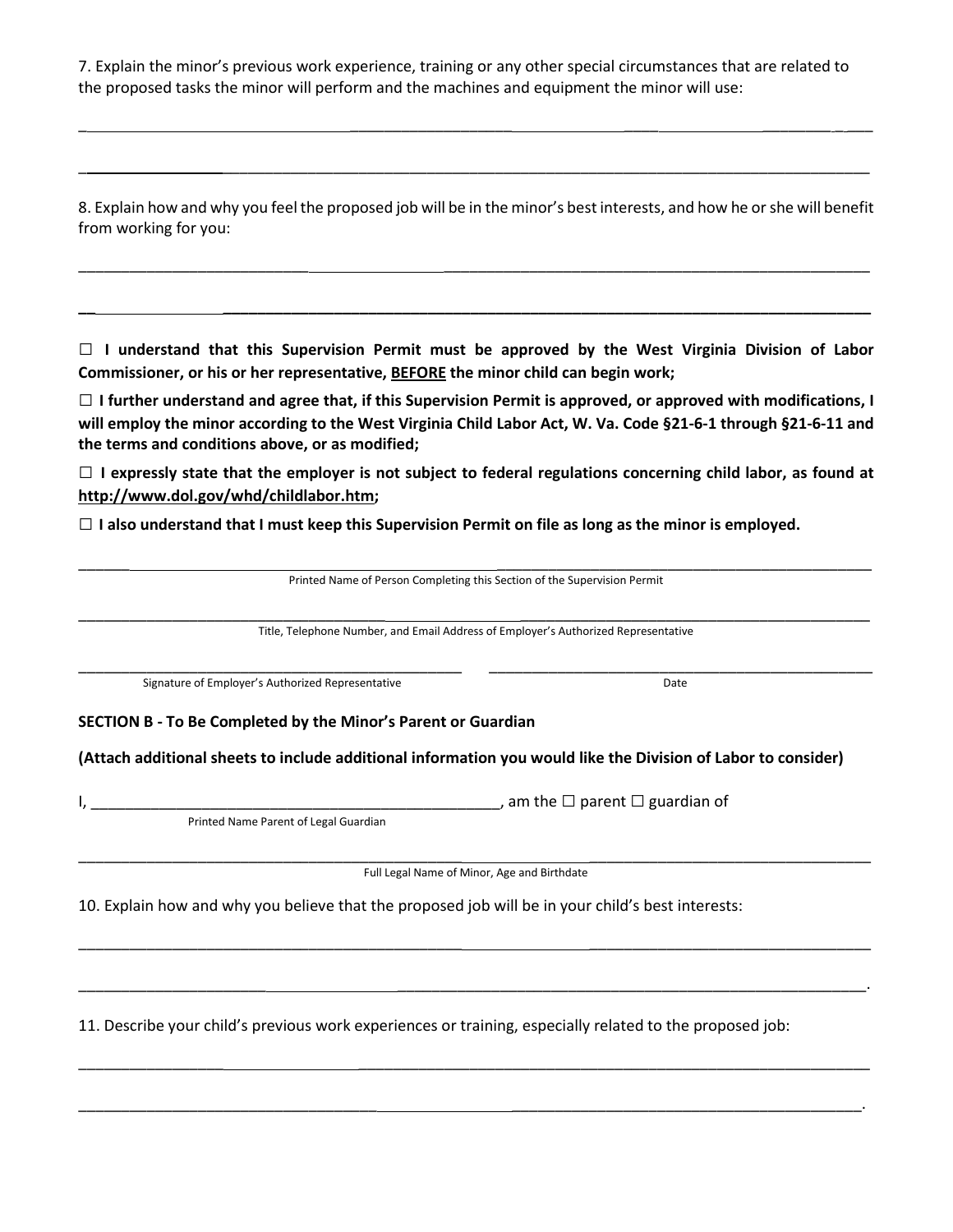7. Explain the minor's previous work experience, training or any other special circumstances that are related to the proposed tasks the minor will perform and the machines and equipment the minor will use:

______________________________________________________________________________________

______________________________________________________________________________________

8. Explain how and why you feel the proposed job will be in the minor's best interests, and how he or she will benefit from working for you:

______________________________________________________________________________________

______________________________________________________________________________________

☐ **I understand that this Supervision Permit must be approved by the West Virginia Division of Labor Commissioner, or his or her representative, <u>BEFORE</u> the minor child can begin work;**

☐ **I further understand and agree that, if this Supervision Permit is approved, or approved with modifications, I will employ the minor according to the West Virginia Child Labor Act, W. Va. Code §21-6-1 through §21-6-11 and the terms and conditions above, or as modified;**

☐ **I expressly state that the employer is not subject to federal regulations concerning child labor, as found at <u>http://www.dol.gov/whd/childlabor.htm</u>;**

☐ **I also understand that I must keep this Supervision Permit on file as long as the minor is employed.**

______________________________________________________________________________________
Printed Name of Person Completing this Section of the Supervision Permit

______________________________________________________________________________________
Title, Telephone Number, and Email Address of Employer's Authorized Representative

___________________________________________ ___________________________________________
Signature of Employer's Authorized Representative Date

**SECTION B - To Be Completed by the Minor's Parent or Guardian**

**(Attach additional sheets to include additional information you would like the Division of Labor to consider)**

I, _______________________________________________, am the ☐ parent ☐ guardian of
Printed Name Parent of Legal Guardian

______________________________________________________________________________________
Full Legal Name of Minor, Age and Birthdate

10. Explain how and why you believe that the proposed job will be in your child's best interests:

______________________________________________________________________________________

______________________________________________________________________________________.

11. Describe your child's previous work experiences or training, especially related to the proposed job:

______________________________________________________________________________________

______________________________________________________________________________________.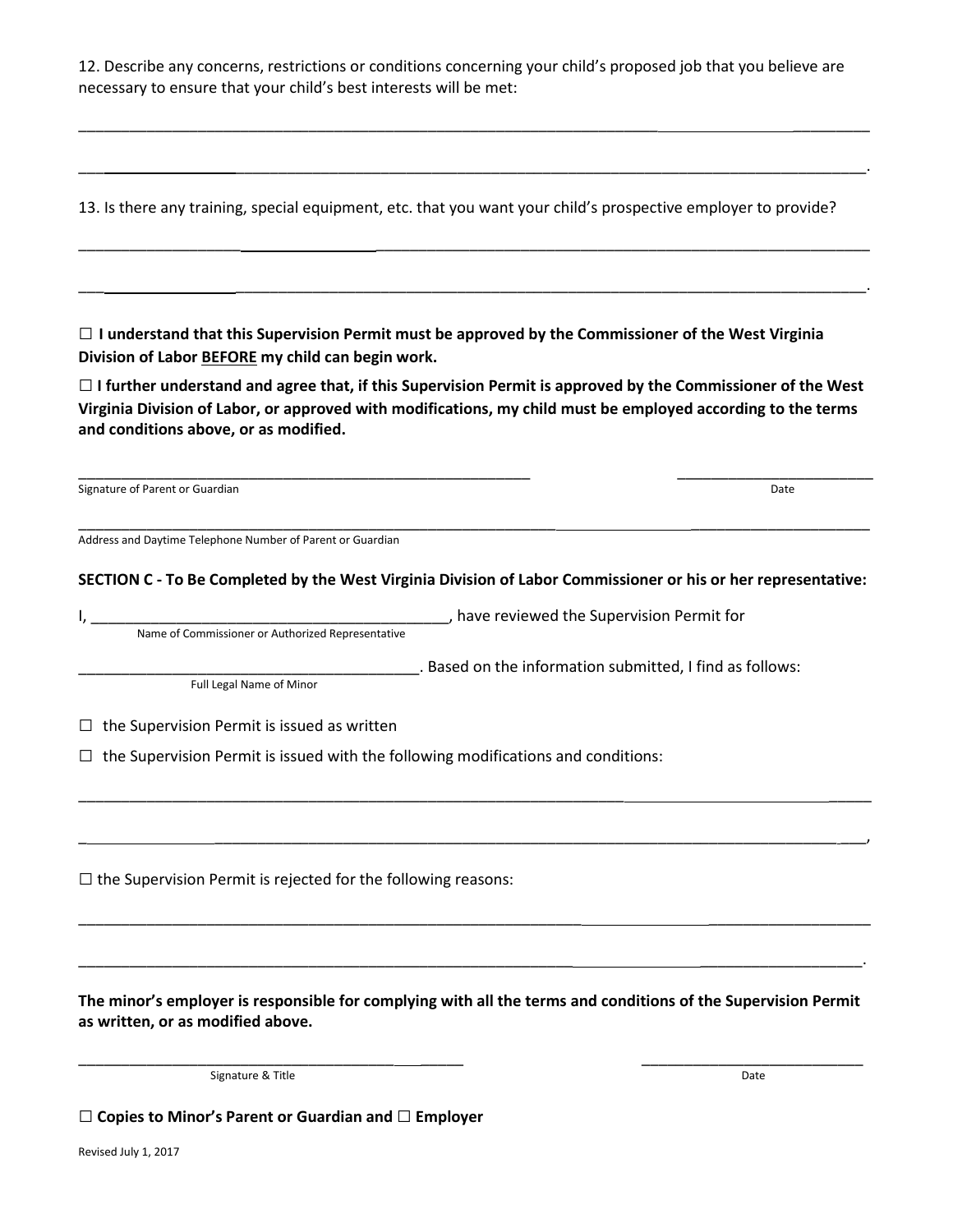12. Describe any concerns, restrictions or conditions concerning your child's proposed job that you believe are necessary to ensure that your child's best interests will be met:

______________________________________________________________________________________

______________________________________________________________________________________.

13. Is there any training, special equipment, etc. that you want your child's prospective employer to provide?

______________________________________________________________________________________

______________________________________________________________________________________.

☐ **I understand that this Supervision Permit must be approved by the Commissioner of the West Virginia Division of Labor <u>BEFORE</u> my child can begin work.**

☐ **I further understand and agree that, if this Supervision Permit is approved by the Commissioner of the West Virginia Division of Labor, or approved with modifications, my child must be employed according to the terms and conditions above, or as modified.**

______________________________________________ ____________________

Signature of Parent or Guardian Date

______________________________________________________________________________________

Address and Daytime Telephone Number of Parent or Guardian

**SECTION C - To Be Completed by the West Virginia Division of Labor Commissioner or his or her representative:**

I, ________________________________________, have reviewed the Supervision Permit for

Name of Commissioner or Authorized Representative

________________________________________. Based on the information submitted, I find as follows:

Full Legal Name of Minor

☐ the Supervision Permit is issued as written

☐ the Supervision Permit is issued with the following modifications and conditions:

______________________________________________________________________________________

______________________________________________________________________________________,

☐ the Supervision Permit is rejected for the following reasons:

______________________________________________________________________________________

______________________________________________________________________________________.

**The minor's employer is responsible for complying with all the terms and conditions of the Supervision Permit as written, or as modified above.**

______________________________________________ ____________________

Signature & Title Date

**☐ Copies to Minor's Parent or Guardian and ☐ Employer**

Revised July 1, 2017